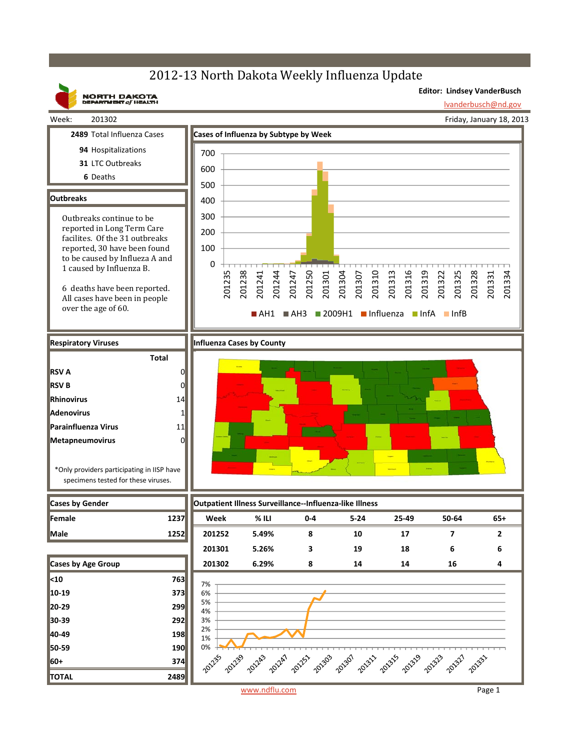# 2012-13 North Dakota Weekly Influenza Update

NORTH DAKOTA DEPARTMENT of HEALTH

**Editor: Lindsey VanderBusch**

lvanderbusch@nd.gov

Week: 201302

Friday, January 18, 2013

**2489** Total Influenza Cases

**94** Hospitalizations

**31** LTC Outbreaks

**6** Deaths

## Outbreaks

Outbreaks continue to be reported in Long Term Care facilites. Of the 31 outbreaks reported, 30 have been found to be caused by Influeza A and 1 caused by Influenza B.

6 deaths have been reported. All cases have been in people over the age of 60.

## Cases of Influenza by Subtype by Week

700
600
500
400
300
200
100
0

201235 201238 201241 201244 201247 201250 201301 201304 201307 201310 201313 201316 201319 201322 201325 201328 201331 201334

AH1 AH3 2009H1 Influenza InfA InfB

## Respiratory Viruses

| | Total |
|---|---|
| **RSV A** | 0 |
| **RSV B** | 0 |
| **Rhinovirus** | 14 |
| **Adenovirus** | 1 |
| **Parainfluenza Virus** | 11 |
| **Metapneumovirus** | 0 |

*Only providers participating in IISP have specimens tested for these viruses.

## Influenza Cases by County

## Cases by Gender

| | |
|---|---|
| **Female** | 1237 |
| **Male** | 1252 |

## Cases by Age Group

| | |
|---|---|
| **<10** | 763 |
| **10-19** | 373 |
| **20-29** | 299 |
| **30-39** | 292 |
| **40-49** | 198 |
| **50-59** | 190 |
| **60+** | 374 |
| **TOTAL** | 2489 |

## Outpatient Illness Surveillance--Influenza-like Illness

| Week | % ILI | 0-4 | 5-24 | 25-49 | 50-64 | 65+ |
|---|---|---|---|---|---|---|
| 201252 | 5.49% | 8 | 10 | 17 | 7 | 2 |
| 201301 | 5.26% | 3 | 19 | 18 | 6 | 6 |
| 201302 | 6.29% | 8 | 14 | 14 | 16 | 4 |

7%
6%
5%
4%
3%
2%
1%
0%

201235 201239 201243 201247 201251 201303 201307 201311 201315 201319 201323 201327 201331

www.ndflu.com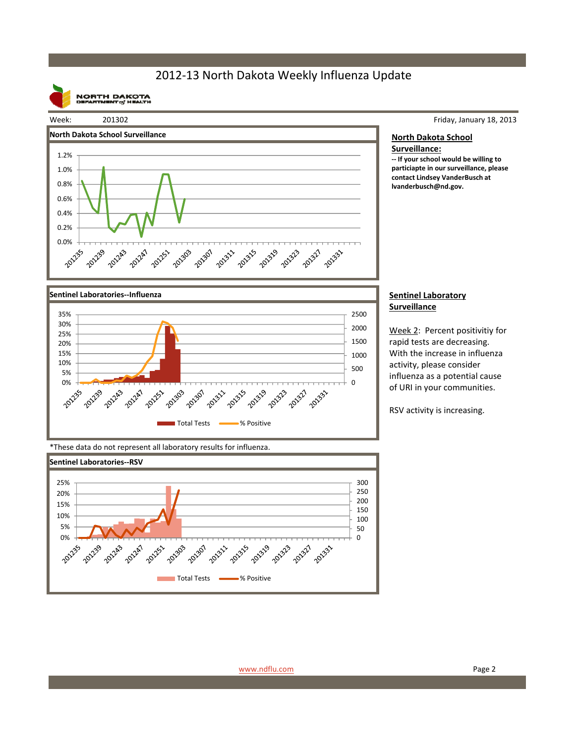# 2012-13 North Dakota Weekly Influenza Update

NORTH DAKOTA DEPARTMENT of HEALTH

Week: 201302

Friday, January 18, 2013

## North Dakota School Surveillance

1.2%
1.0%
0.8%
0.6%
0.4%
0.2%
0.0%

201235 201239 201243 201247 201251 201303 201307 201311 201315 201319 201323 201327 201331

### North Dakota School Surveillance:

**-- If your school would be willing to particiapte in our surveillance, please contact Lindsey VanderBusch at lvanderbusch@nd.gov.**

## Sentinel Laboratories--Influenza

35%
30%
25%
20%
15%
10%
5%
0%

2500
2000
1500
1000
500
0

201235 201239 201243 201247 201251 201303 201307 201311 201315 201319 201323 201327 201331

Total Tests
% Positive

*These data do not represent all laboratory results for influenza.

### Sentinel Laboratory Surveillance

Week 2: Percent positivitiy for rapid tests are decreasing. With the increase in influenza activity, please consider influenza as a potential cause of URI in your communities.

RSV activity is increasing.

## Sentinel Laboratories--RSV

25%
20%
15%
10%
5%
0%

300
250
200
150
100
50
0

201235 201239 201243 201247 201251 201303 201307 201311 201315 201319 201323 201327 201331

Total Tests
% Positive

www.ndflu.com